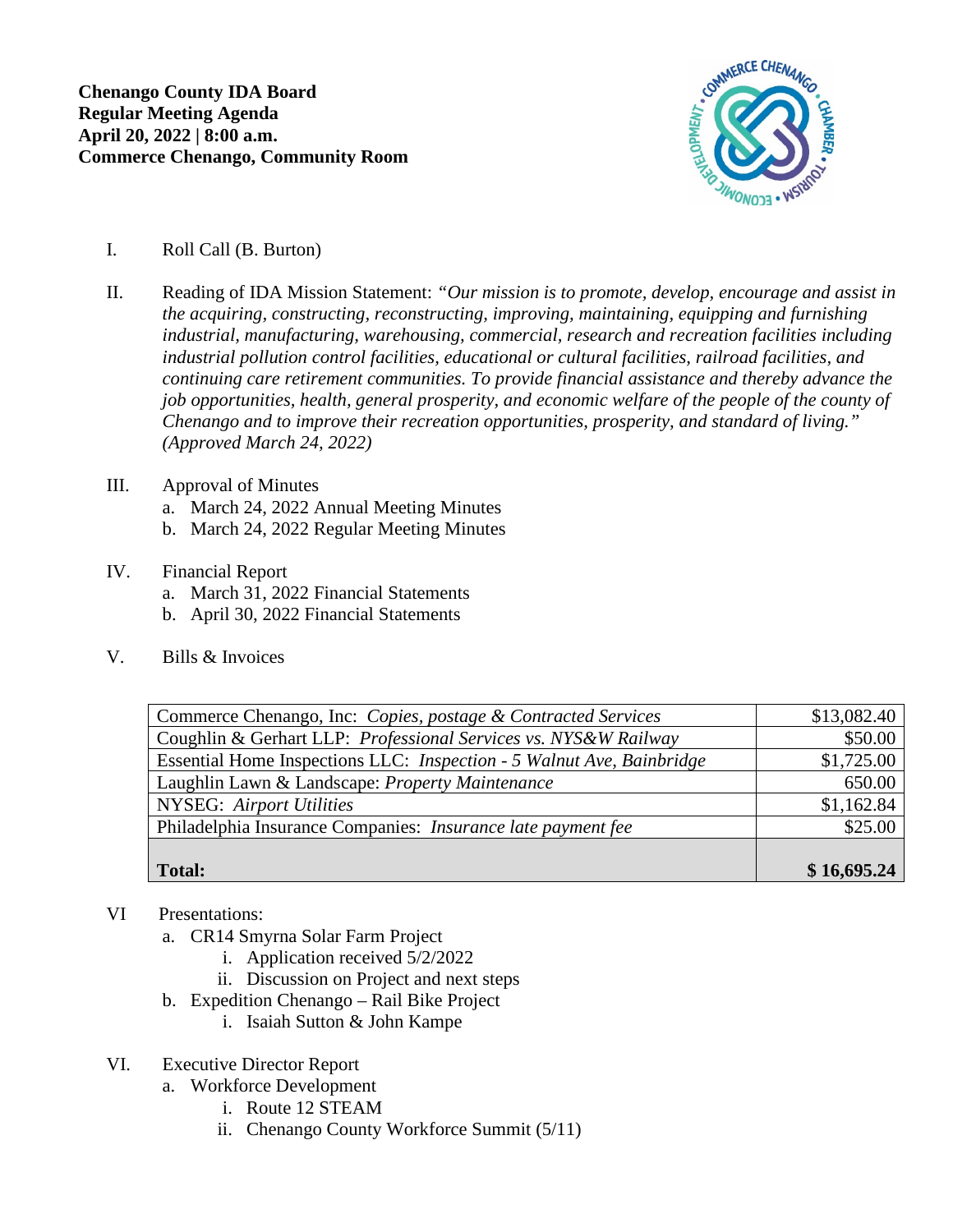**Chenango County IDA Board**
**Regular Meeting Agenda**
**April 20, 2022 | 8:00 a.m.**
**Commerce Chenango, Community Room**

I. Roll Call (B. Burton)

II. Reading of IDA Mission Statement: *"Our mission is to promote, develop, encourage and assist in the acquiring, constructing, reconstructing, improving, maintaining, equipping and furnishing industrial, manufacturing, warehousing, commercial, research and recreation facilities including industrial pollution control facilities, educational or cultural facilities, railroad facilities, and continuing care retirement communities. To provide financial assistance and thereby advance the job opportunities, health, general prosperity, and economic welfare of the people of the county of Chenango and to improve their recreation opportunities, prosperity, and standard of living." (Approved March 24, 2022)*

III. Approval of Minutes
   a. March 24, 2022 Annual Meeting Minutes
   b. March 24, 2022 Regular Meeting Minutes

IV. Financial Report
   a. March 31, 2022 Financial Statements
   b. April 30, 2022 Financial Statements

V. Bills & Invoices

| | |
|---|---:|
| Commerce Chenango, Inc: *Copies, postage & Contracted Services* | $13,082.40 |
| Coughlin & Gerhart LLP: *Professional Services vs. NYS&W Railway* | $50.00 |
| Essential Home Inspections LLC: *Inspection - 5 Walnut Ave, Bainbridge* | $1,725.00 |
| Laughlin Lawn & Landscape: *Property Maintenance* | 650.00 |
| NYSEG: *Airport Utilities* | $1,162.84 |
| Philadelphia Insurance Companies: *Insurance late payment fee* | $25.00 |
| **Total:** | **$ 16,695.24** |

VI Presentations:
   a. CR14 Smyrna Solar Farm Project
      i. Application received 5/2/2022
      ii. Discussion on Project and next steps
   b. Expedition Chenango – Rail Bike Project
      i. Isaiah Sutton & John Kampe

VI. Executive Director Report
   a. Workforce Development
      i. Route 12 STEAM
      ii. Chenango County Workforce Summit (5/11)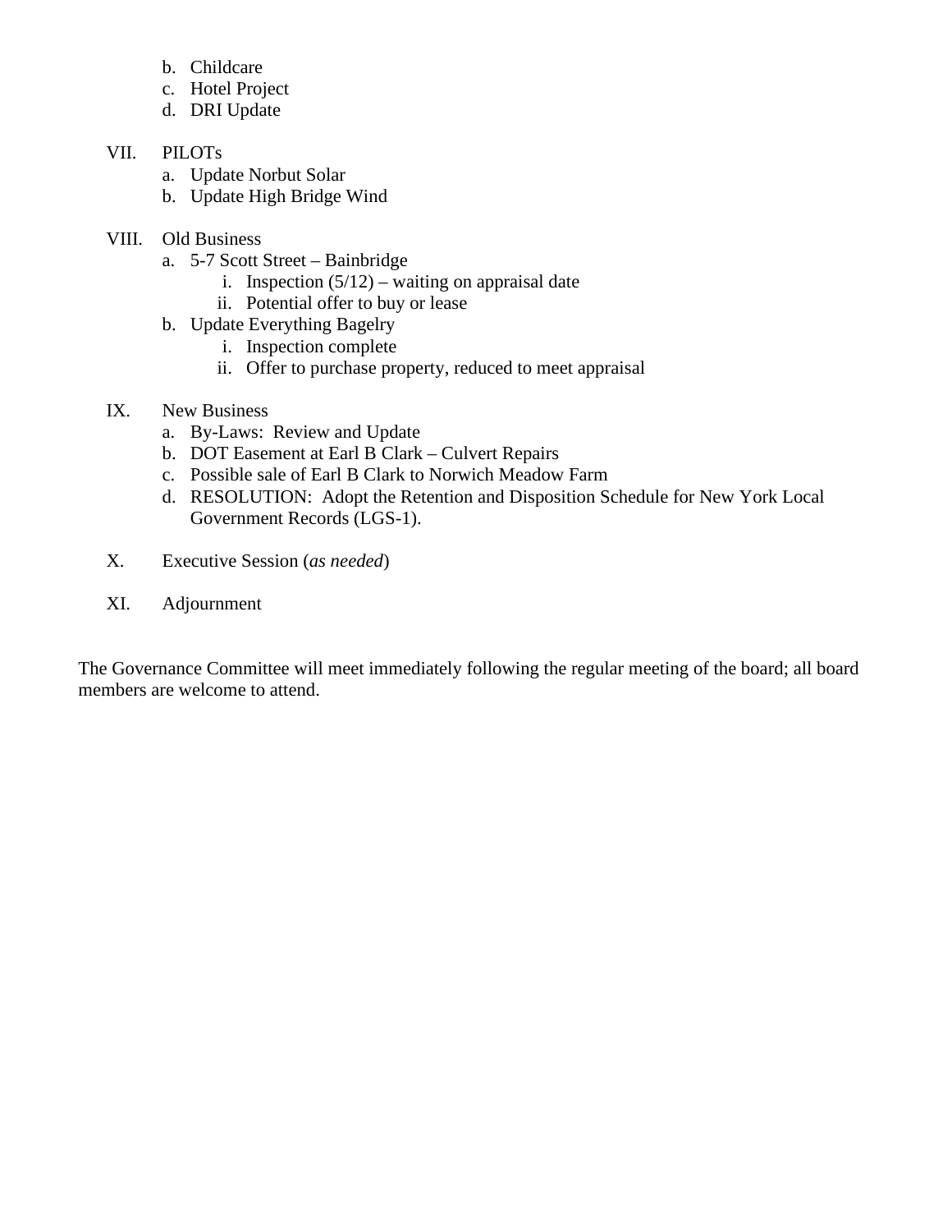b. Childcare
   c. Hotel Project
   d. DRI Update

VII. PILOTs
   a. Update Norbut Solar
   b. Update High Bridge Wind

VIII. Old Business
   a. 5-7 Scott Street – Bainbridge
      i. Inspection (5/12) – waiting on appraisal date
      ii. Potential offer to buy or lease
   b. Update Everything Bagelry
      i. Inspection complete
      ii. Offer to purchase property, reduced to meet appraisal

IX. New Business
   a. By-Laws: Review and Update
   b. DOT Easement at Earl B Clark – Culvert Repairs
   c. Possible sale of Earl B Clark to Norwich Meadow Farm
   d. RESOLUTION: Adopt the Retention and Disposition Schedule for New York Local Government Records (LGS-1).

X. Executive Session (*as needed*)

XI. Adjournment

The Governance Committee will meet immediately following the regular meeting of the board; all board members are welcome to attend.